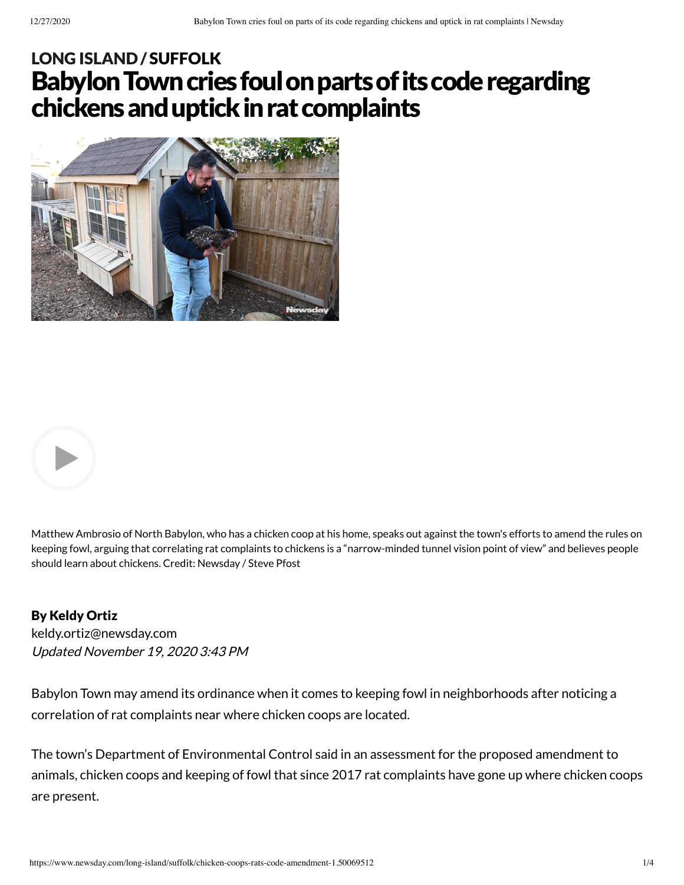LONG ISLAND / SUFFOLK

# Babylon Town cries foul on parts of its code regarding chickens and uptick in rat complaints

Matthew Ambrosio of North Babylon, who has a chicken coop at his home, speaks out against the town's efforts to amend the rules on keeping fowl, arguing that correlating rat complaints to chickens is a "narrow-minded tunnel vision point of view" and believes people should learn about chickens. Credit: Newsday / Steve Pfost

**By Keldy Ortiz**
keldy.ortiz@newsday.com
*Updated November 19, 2020 3:43 PM*

Babylon Town may amend its ordinance when it comes to keeping fowl in neighborhoods after noticing a correlation of rat complaints near where chicken coops are located.

The town's Department of Environmental Control said in an assessment for the proposed amendment to animals, chicken coops and keeping of fowl that since 2017 rat complaints have gone up where chicken coops are present.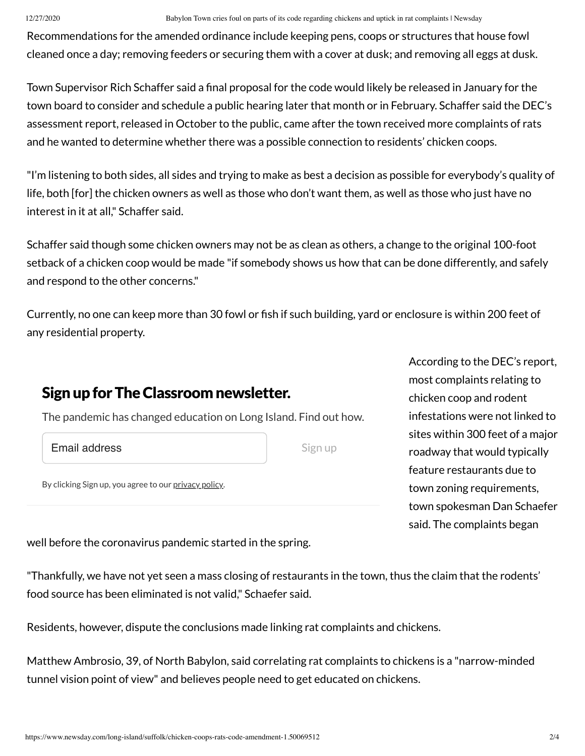Recommendations for the amended ordinance include keeping pens, coops or structures that house fowl cleaned once a day; removing feeders or securing them with a cover at dusk; and removing all eggs at dusk.

Town Supervisor Rich Schaffer said a final proposal for the code would likely be released in January for the town board to consider and schedule a public hearing later that month or in February. Schaffer said the DEC's assessment report, released in October to the public, came after the town received more complaints of rats and he wanted to determine whether there was a possible connection to residents' chicken coops.

"I'm listening to both sides, all sides and trying to make as best a decision as possible for everybody's quality of life, both [for] the chicken owners as well as those who don't want them, as well as those who just have no interest in it at all," Schaffer said.

Schaffer said though some chicken owners may not be as clean as others, a change to the original 100-foot setback of a chicken coop would be made "if somebody shows us how that can be done differently, and safely and respond to the other concerns."

Currently, no one can keep more than 30 fowl or fish if such building, yard or enclosure is within 200 feet of any residential property.

According to the DEC's report, most complaints relating to chicken coop and rodent infestations were not linked to sites within 300 feet of a major roadway that would typically feature restaurants due to town zoning requirements, town spokesman Dan Schaefer said. The complaints began well before the coronavirus pandemic started in the spring.

"Thankfully, we have not yet seen a mass closing of restaurants in the town, thus the claim that the rodents' food source has been eliminated is not valid," Schaefer said.

Residents, however, dispute the conclusions made linking rat complaints and chickens.

Matthew Ambrosio, 39, of North Babylon, said correlating rat complaints to chickens is a "narrow-minded tunnel vision point of view" and believes people need to get educated on chickens.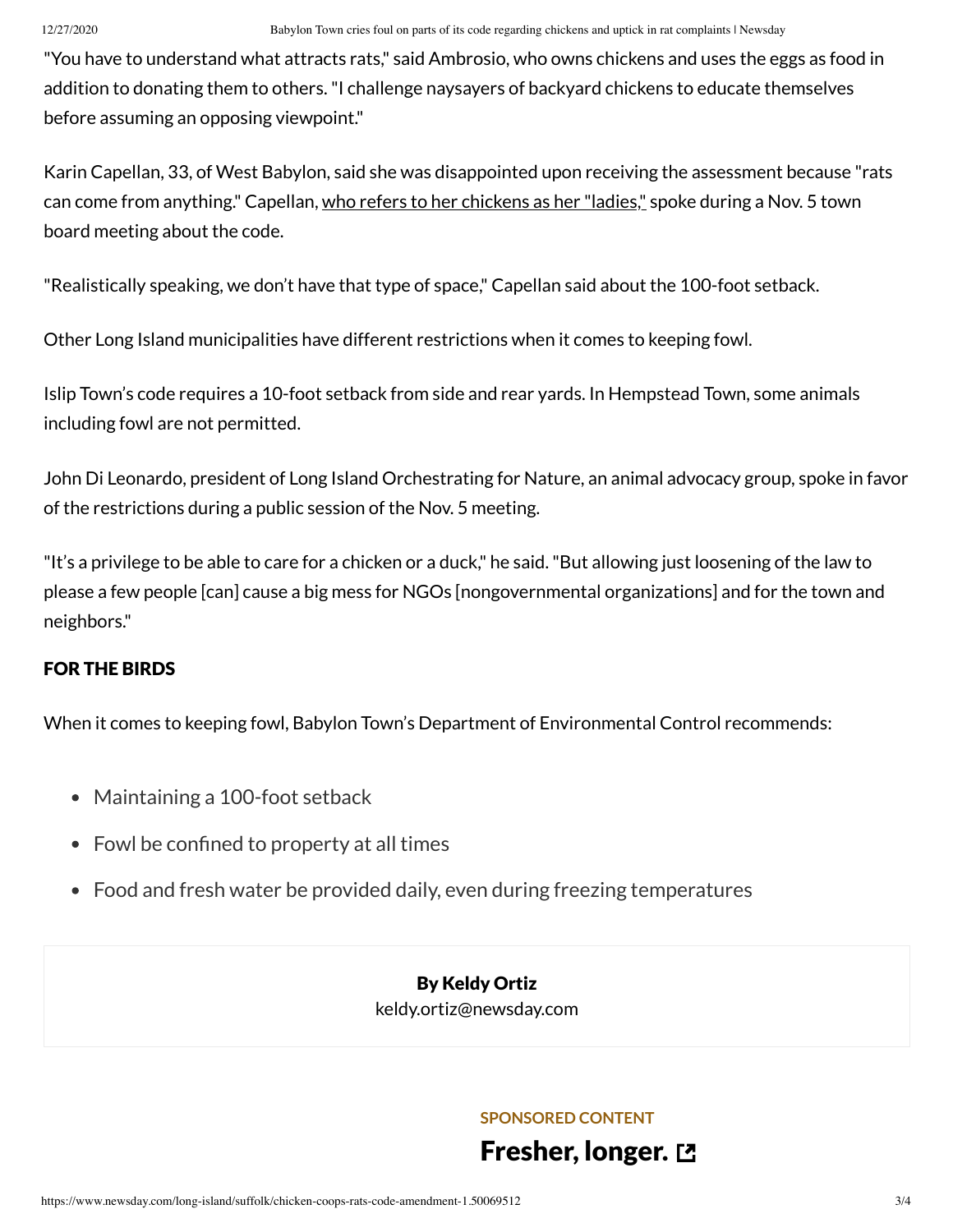"You have to understand what attracts rats," said Ambrosio, who owns chickens and uses the eggs as food in addition to donating them to others. "I challenge naysayers of backyard chickens to educate themselves before assuming an opposing viewpoint."

Karin Capellan, 33, of West Babylon, said she was disappointed upon receiving the assessment because "rats can come from anything." Capellan, who refers to her chickens as her "ladies," spoke during a Nov. 5 town board meeting about the code.

"Realistically speaking, we don't have that type of space," Capellan said about the 100-foot setback.

Other Long Island municipalities have different restrictions when it comes to keeping fowl.

Islip Town's code requires a 10-foot setback from side and rear yards. In Hempstead Town, some animals including fowl are not permitted.

John Di Leonardo, president of Long Island Orchestrating for Nature, an animal advocacy group, spoke in favor of the restrictions during a public session of the Nov. 5 meeting.

"It's a privilege to be able to care for a chicken or a duck," he said. "But allowing just loosening of the law to please a few people [can] cause a big mess for NGOs [nongovernmental organizations] and for the town and neighbors."

## FOR THE BIRDS

When it comes to keeping fowl, Babylon Town's Department of Environmental Control recommends:

- Maintaining a 100-foot setback
- Fowl be confined to property at all times
- Food and fresh water be provided daily, even during freezing temperatures

**By Keldy Ortiz**
keldy.ortiz@newsday.com

SPONSORED CONTENT

**Fresher, longer.**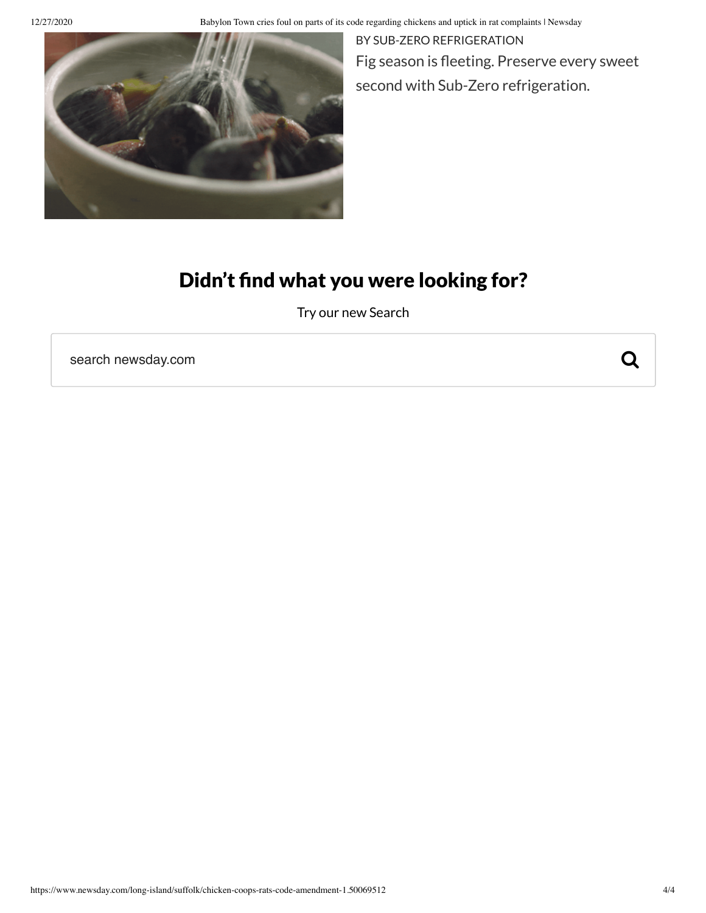BY SUB-ZERO REFRIGERATION

Fig season is fleeting. Preserve every sweet second with Sub-Zero refrigeration.

## Didn't find what you were looking for?

Try our new Search

search newsday.com